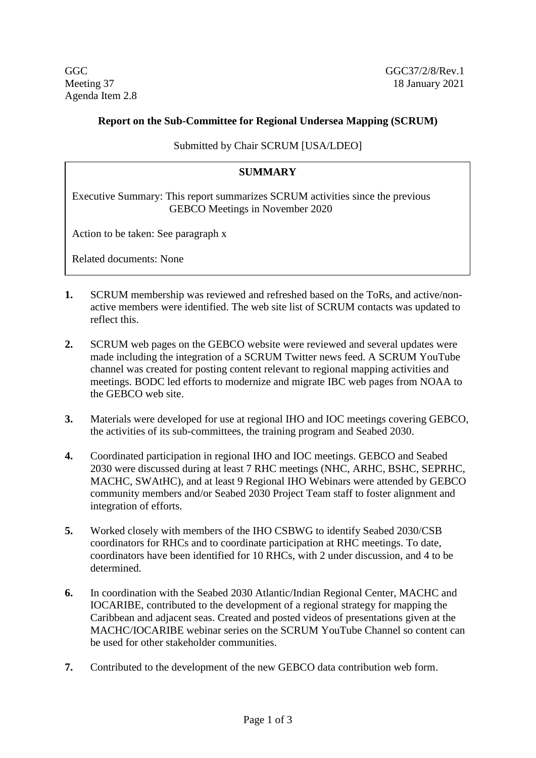GGC
Meeting 37
Agenda Item 2.8

GGC37/2/8/Rev.1
18 January 2021

**Report on the Sub-Committee for Regional Undersea Mapping (SCRUM)**

Submitted by Chair SCRUM [USA/LDEO]

**SUMMARY**

Executive Summary: This report summarizes SCRUM activities since the previous GEBCO Meetings in November 2020

Action to be taken: See paragraph x

Related documents: None

**1.** SCRUM membership was reviewed and refreshed based on the ToRs, and active/non-active members were identified. The web site list of SCRUM contacts was updated to reflect this.

**2.** SCRUM web pages on the GEBCO website were reviewed and several updates were made including the integration of a SCRUM Twitter news feed. A SCRUM YouTube channel was created for posting content relevant to regional mapping activities and meetings. BODC led efforts to modernize and migrate IBC web pages from NOAA to the GEBCO web site.

**3.** Materials were developed for use at regional IHO and IOC meetings covering GEBCO, the activities of its sub-committees, the training program and Seabed 2030.

**4.** Coordinated participation in regional IHO and IOC meetings. GEBCO and Seabed 2030 were discussed during at least 7 RHC meetings (NHC, ARHC, BSHC, SEPRHC, MACHC, SWAtHC), and at least 9 Regional IHO Webinars were attended by GEBCO community members and/or Seabed 2030 Project Team staff to foster alignment and integration of efforts.

**5.** Worked closely with members of the IHO CSBWG to identify Seabed 2030/CSB coordinators for RHCs and to coordinate participation at RHC meetings. To date, coordinators have been identified for 10 RHCs, with 2 under discussion, and 4 to be determined.

**6.** In coordination with the Seabed 2030 Atlantic/Indian Regional Center, MACHC and IOCARIBE, contributed to the development of a regional strategy for mapping the Caribbean and adjacent seas. Created and posted videos of presentations given at the MACHC/IOCARIBE webinar series on the SCRUM YouTube Channel so content can be used for other stakeholder communities.

**7.** Contributed to the development of the new GEBCO data contribution web form.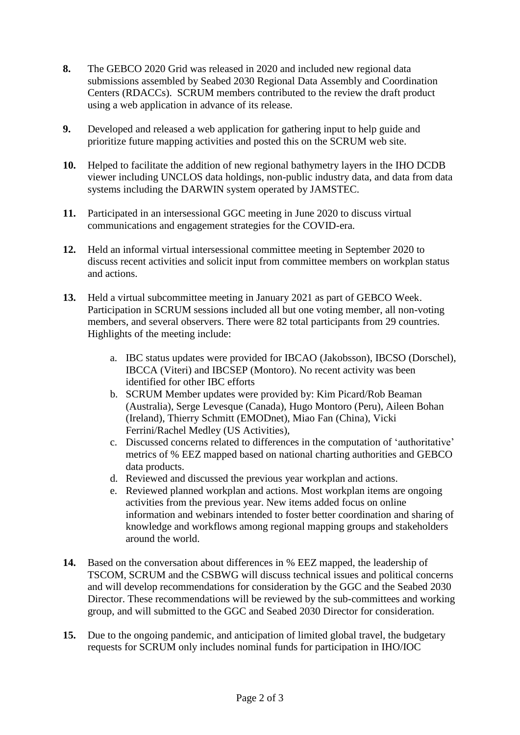**8.** The GEBCO 2020 Grid was released in 2020 and included new regional data submissions assembled by Seabed 2030 Regional Data Assembly and Coordination Centers (RDACCs). SCRUM members contributed to the review the draft product using a web application in advance of its release.

**9.** Developed and released a web application for gathering input to help guide and prioritize future mapping activities and posted this on the SCRUM web site.

**10.** Helped to facilitate the addition of new regional bathymetry layers in the IHO DCDB viewer including UNCLOS data holdings, non-public industry data, and data from data systems including the DARWIN system operated by JAMSTEC.

**11.** Participated in an intersessional GGC meeting in June 2020 to discuss virtual communications and engagement strategies for the COVID-era.

**12.** Held an informal virtual intersessional committee meeting in September 2020 to discuss recent activities and solicit input from committee members on workplan status and actions.

**13.** Held a virtual subcommittee meeting in January 2021 as part of GEBCO Week. Participation in SCRUM sessions included all but one voting member, all non-voting members, and several observers. There were 82 total participants from 29 countries. Highlights of the meeting include:

a. IBC status updates were provided for IBCAO (Jakobsson), IBCSO (Dorschel), IBCCA (Viteri) and IBCSEP (Montoro). No recent activity was been identified for other IBC efforts

b. SCRUM Member updates were provided by: Kim Picard/Rob Beaman (Australia), Serge Levesque (Canada), Hugo Montoro (Peru), Aileen Bohan (Ireland), Thierry Schmitt (EMODnet), Miao Fan (China), Vicki Ferrini/Rachel Medley (US Activities),

c. Discussed concerns related to differences in the computation of 'authoritative' metrics of % EEZ mapped based on national charting authorities and GEBCO data products.

d. Reviewed and discussed the previous year workplan and actions.

e. Reviewed planned workplan and actions. Most workplan items are ongoing activities from the previous year. New items added focus on online information and webinars intended to foster better coordination and sharing of knowledge and workflows among regional mapping groups and stakeholders around the world.

**14.** Based on the conversation about differences in % EEZ mapped, the leadership of TSCOM, SCRUM and the CSBWG will discuss technical issues and political concerns and will develop recommendations for consideration by the GGC and the Seabed 2030 Director. These recommendations will be reviewed by the sub-committees and working group, and will submitted to the GGC and Seabed 2030 Director for consideration.

**15.** Due to the ongoing pandemic, and anticipation of limited global travel, the budgetary requests for SCRUM only includes nominal funds for participation in IHO/IOC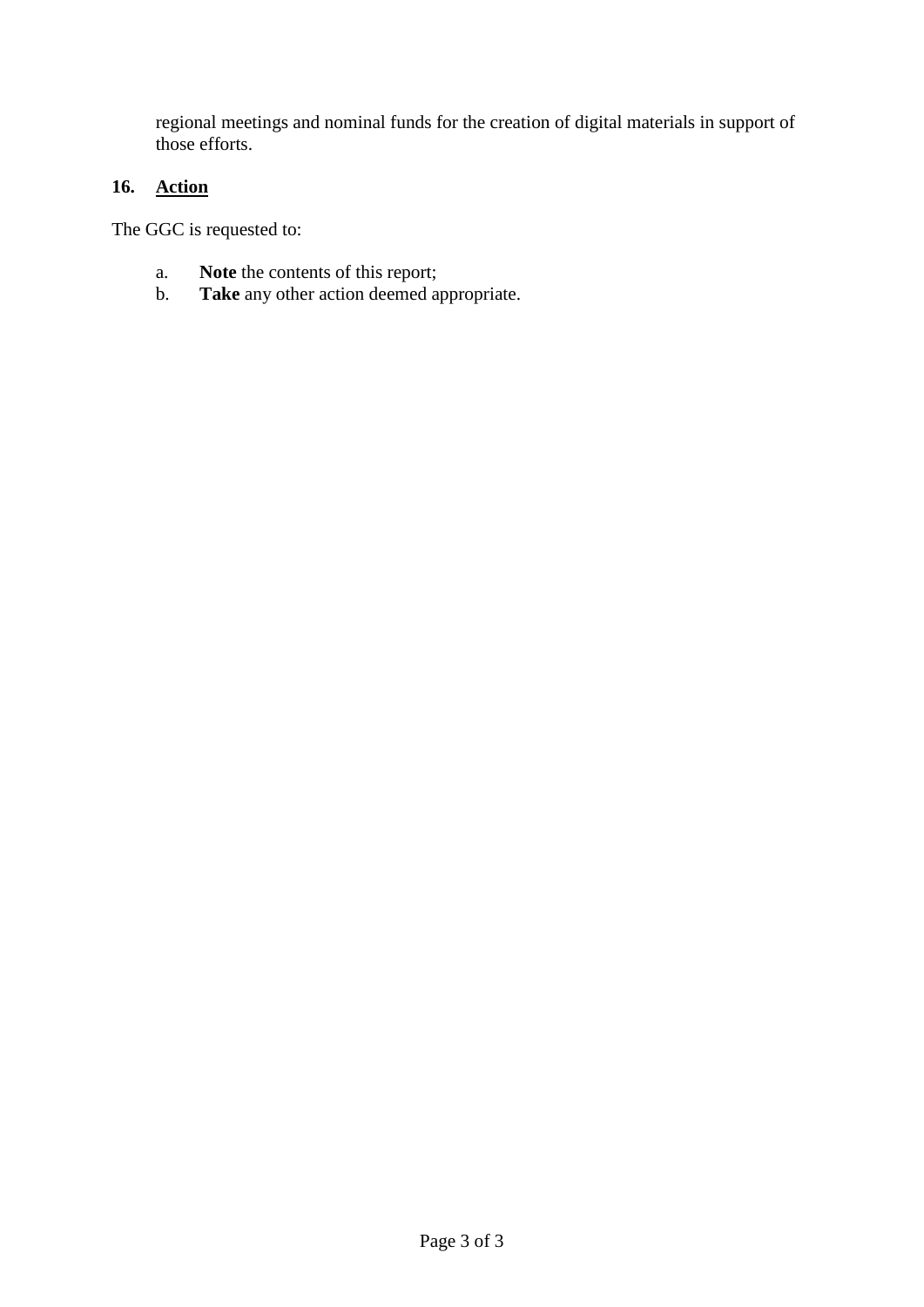regional meetings and nominal funds for the creation of digital materials in support of those efforts.

## 16. Action

The GGC is requested to:

a. **Note** the contents of this report;
b. **Take** any other action deemed appropriate.